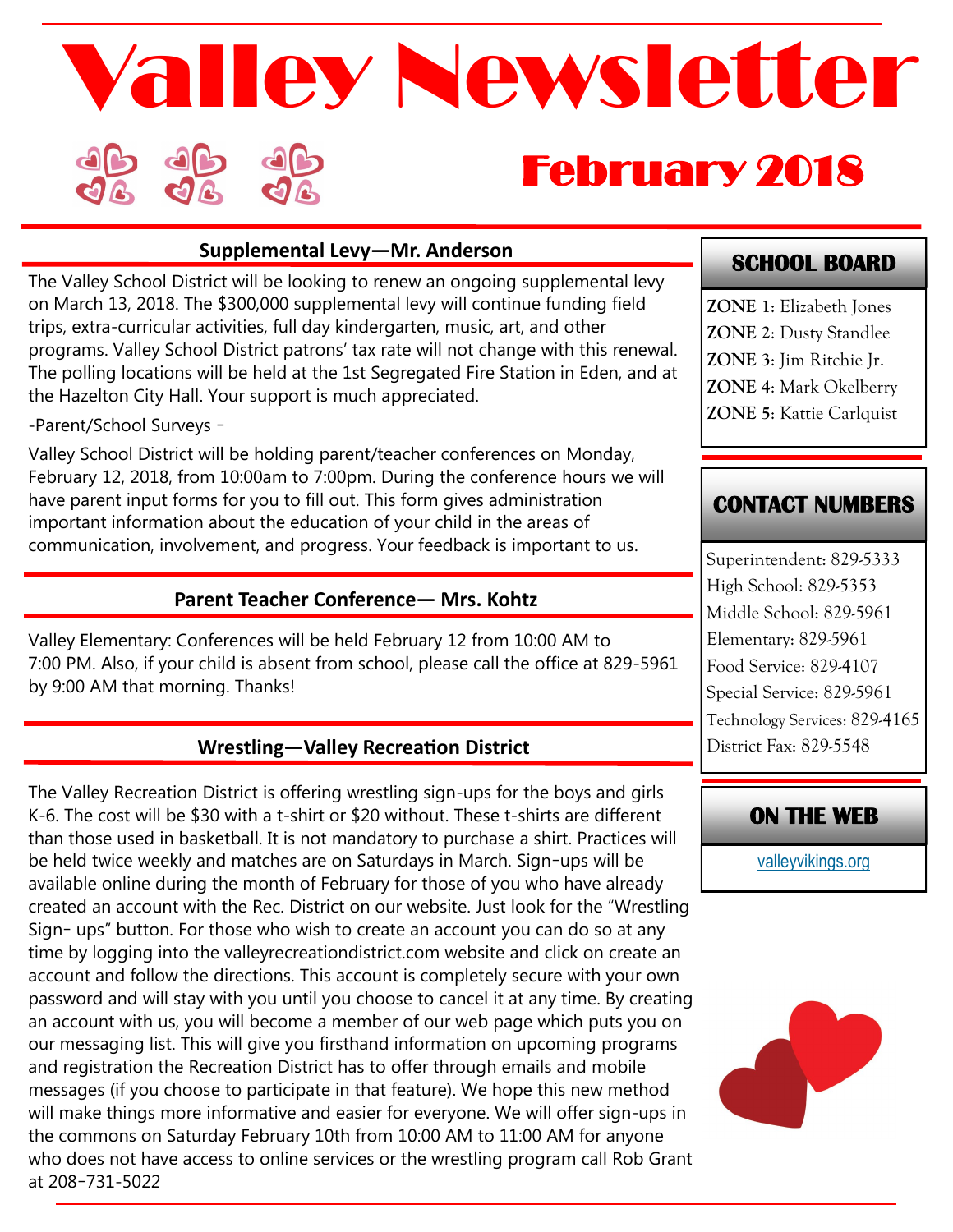# Valley Newsletter

## February 2018

### Supplemental Levy—Mr. Anderson

The Valley School District will be looking to renew an ongoing supplemental levy on March 13, 2018. The $300,000 supplemental levy will continue funding field trips, extra-curricular activities, full day kindergarten, music, art, and other programs. Valley School District patrons' tax rate will not change with this renewal. The polling locations will be held at the 1st Segregated Fire Station in Eden, and at the Hazelton City Hall. Your support is much appreciated.

-Parent/School Surveys -

Valley School District will be holding parent/teacher conferences on Monday, February 12, 2018, from 10:00am to 7:00pm. During the conference hours we will have parent input forms for you to fill out. This form gives administration important information about the education of your child in the areas of communication, involvement, and progress. Your feedback is important to us.

### Parent Teacher Conference— Mrs. Kohtz

Valley Elementary: Conferences will be held February 12 from 10:00 AM to 7:00 PM. Also, if your child is absent from school, please call the office at 829-5961 by 9:00 AM that morning. Thanks!

### Wrestling—Valley Recreation District

The Valley Recreation District is offering wrestling sign-ups for the boys and girls K-6. The cost will be $30 with a t-shirt or $20 without. These t-shirts are different than those used in basketball. It is not mandatory to purchase a shirt. Practices will be held twice weekly and matches are on Saturdays in March. Sign-ups will be available online during the month of February for those of you who have already created an account with the Rec. District on our website. Just look for the "Wrestling Sign- ups" button. For those who wish to create an account you can do so at any time by logging into the valleyrecreationdistrict.com website and click on create an account and follow the directions. This account is completely secure with your own password and will stay with you until you choose to cancel it at any time. By creating an account with us, you will become a member of our web page which puts you on our messaging list. This will give you firsthand information on upcoming programs and registration the Recreation District has to offer through emails and mobile messages (if you choose to participate in that feature). We hope this new method will make things more informative and easier for everyone. We will offer sign-ups in the commons on Saturday February 10th from 10:00 AM to 11:00 AM for anyone who does not have access to online services or the wrestling program call Rob Grant at 208-731-5022

### SCHOOL BOARD

**ZONE 1**: Elizabeth Jones
**ZONE 2**: Dusty Standlee
**ZONE 3**: Jim Ritchie Jr.
**ZONE 4**: Mark Okelberry
**ZONE 5**: Kattie Carlquist

### CONTACT NUMBERS

Superintendent: 829-5333
High School: 829-5353
Middle School: 829-5961
Elementary: 829-5961
Food Service: 829-4107
Special Service: 829-5961
Technology Services: 829-4165
District Fax: 829-5548

### ON THE WEB

valleyvikings.org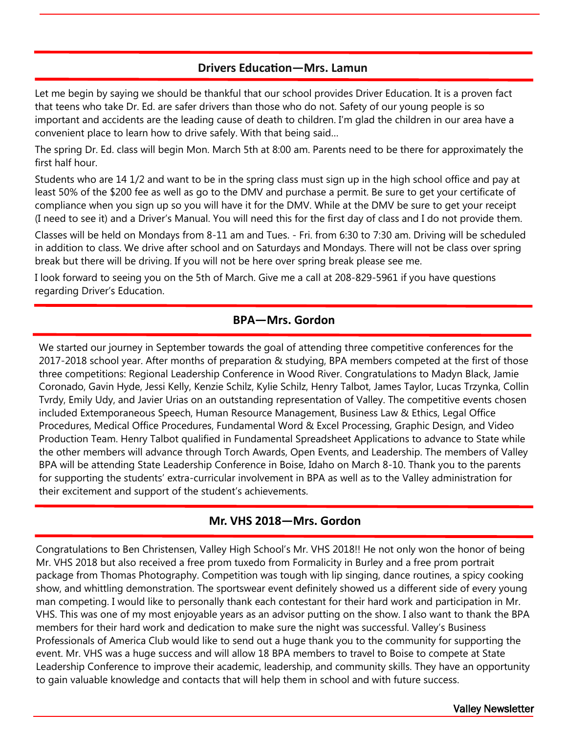## Drivers Education—Mrs. Lamun

Let me begin by saying we should be thankful that our school provides Driver Education. It is a proven fact that teens who take Dr. Ed. are safer drivers than those who do not. Safety of our young people is so important and accidents are the leading cause of death to children. I'm glad the children in our area have a convenient place to learn how to drive safely. With that being said…

The spring Dr. Ed. class will begin Mon. March 5th at 8:00 am. Parents need to be there for approximately the first half hour.

Students who are 14 1/2 and want to be in the spring class must sign up in the high school office and pay at least 50% of the $200 fee as well as go to the DMV and purchase a permit. Be sure to get your certificate of compliance when you sign up so you will have it for the DMV. While at the DMV be sure to get your receipt (I need to see it) and a Driver's Manual. You will need this for the first day of class and I do not provide them.

Classes will be held on Mondays from 8-11 am and Tues. - Fri. from 6:30 to 7:30 am. Driving will be scheduled in addition to class. We drive after school and on Saturdays and Mondays. There will not be class over spring break but there will be driving. If you will not be here over spring break please see me.

I look forward to seeing you on the 5th of March. Give me a call at 208-829-5961 if you have questions regarding Driver's Education.

## BPA—Mrs. Gordon

We started our journey in September towards the goal of attending three competitive conferences for the 2017-2018 school year. After months of preparation & studying, BPA members competed at the first of those three competitions: Regional Leadership Conference in Wood River. Congratulations to Madyn Black, Jamie Coronado, Gavin Hyde, Jessi Kelly, Kenzie Schilz, Kylie Schilz, Henry Talbot, James Taylor, Lucas Trzynka, Collin Tvrdy, Emily Udy, and Javier Urias on an outstanding representation of Valley. The competitive events chosen included Extemporaneous Speech, Human Resource Management, Business Law & Ethics, Legal Office Procedures, Medical Office Procedures, Fundamental Word & Excel Processing, Graphic Design, and Video Production Team. Henry Talbot qualified in Fundamental Spreadsheet Applications to advance to State while the other members will advance through Torch Awards, Open Events, and Leadership. The members of Valley BPA will be attending State Leadership Conference in Boise, Idaho on March 8-10. Thank you to the parents for supporting the students' extra-curricular involvement in BPA as well as to the Valley administration for their excitement and support of the student's achievements.

## Mr. VHS 2018—Mrs. Gordon

Congratulations to Ben Christensen, Valley High School's Mr. VHS 2018!! He not only won the honor of being Mr. VHS 2018 but also received a free prom tuxedo from Formalicity in Burley and a free prom portrait package from Thomas Photography. Competition was tough with lip singing, dance routines, a spicy cooking show, and whittling demonstration. The sportswear event definitely showed us a different side of every young man competing. I would like to personally thank each contestant for their hard work and participation in Mr. VHS. This was one of my most enjoyable years as an advisor putting on the show. I also want to thank the BPA members for their hard work and dedication to make sure the night was successful. Valley's Business Professionals of America Club would like to send out a huge thank you to the community for supporting the event. Mr. VHS was a huge success and will allow 18 BPA members to travel to Boise to compete at State Leadership Conference to improve their academic, leadership, and community skills. They have an opportunity to gain valuable knowledge and contacts that will help them in school and with future success.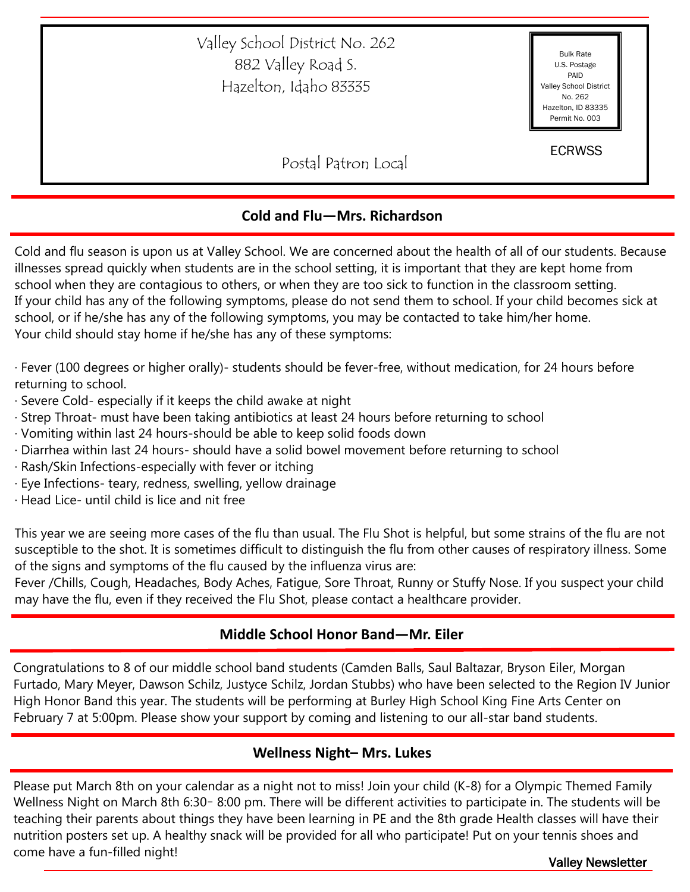Valley School District No. 262
882 Valley Road S.
Hazelton, Idaho 83335

Bulk Rate
U.S. Postage
PAID
Valley School District
No. 262
Hazelton, ID 83335
Permit No. 003

ECRWSS

Postal Patron Local

## Cold and Flu—Mrs. Richardson

Cold and flu season is upon us at Valley School. We are concerned about the health of all of our students. Because illnesses spread quickly when students are in the school setting, it is important that they are kept home from school when they are contagious to others, or when they are too sick to function in the classroom setting.
If your child has any of the following symptoms, please do not send them to school. If your child becomes sick at school, or if he/she has any of the following symptoms, you may be contacted to take him/her home.
Your child should stay home if he/she has any of these symptoms:

- Fever (100 degrees or higher orally)- students should be fever-free, without medication, for 24 hours before returning to school.
- Severe Cold- especially if it keeps the child awake at night
- Strep Throat- must have been taking antibiotics at least 24 hours before returning to school
- Vomiting within last 24 hours-should be able to keep solid foods down
- Diarrhea within last 24 hours- should have a solid bowel movement before returning to school
- Rash/Skin Infections-especially with fever or itching
- Eye Infections- teary, redness, swelling, yellow drainage
- Head Lice- until child is lice and nit free

This year we are seeing more cases of the flu than usual. The Flu Shot is helpful, but some strains of the flu are not susceptible to the shot. It is sometimes difficult to distinguish the flu from other causes of respiratory illness. Some of the signs and symptoms of the flu caused by the influenza virus are:
Fever /Chills, Cough, Headaches, Body Aches, Fatigue, Sore Throat, Runny or Stuffy Nose. If you suspect your child may have the flu, even if they received the Flu Shot, please contact a healthcare provider.

## Middle School Honor Band—Mr. Eiler

Congratulations to 8 of our middle school band students (Camden Balls, Saul Baltazar, Bryson Eiler, Morgan Furtado, Mary Meyer, Dawson Schilz, Justyce Schilz, Jordan Stubbs) who have been selected to the Region IV Junior High Honor Band this year. The students will be performing at Burley High School King Fine Arts Center on February 7 at 5:00pm. Please show your support by coming and listening to our all-star band students.

## Wellness Night– Mrs. Lukes

Please put March 8th on your calendar as a night not to miss! Join your child (K-8) for a Olympic Themed Family Wellness Night on March 8th 6:30- 8:00 pm. There will be different activities to participate in. The students will be teaching their parents about things they have been learning in PE and the 8th grade Health classes will have their nutrition posters set up. A healthy snack will be provided for all who participate! Put on your tennis shoes and come have a fun-filled night!